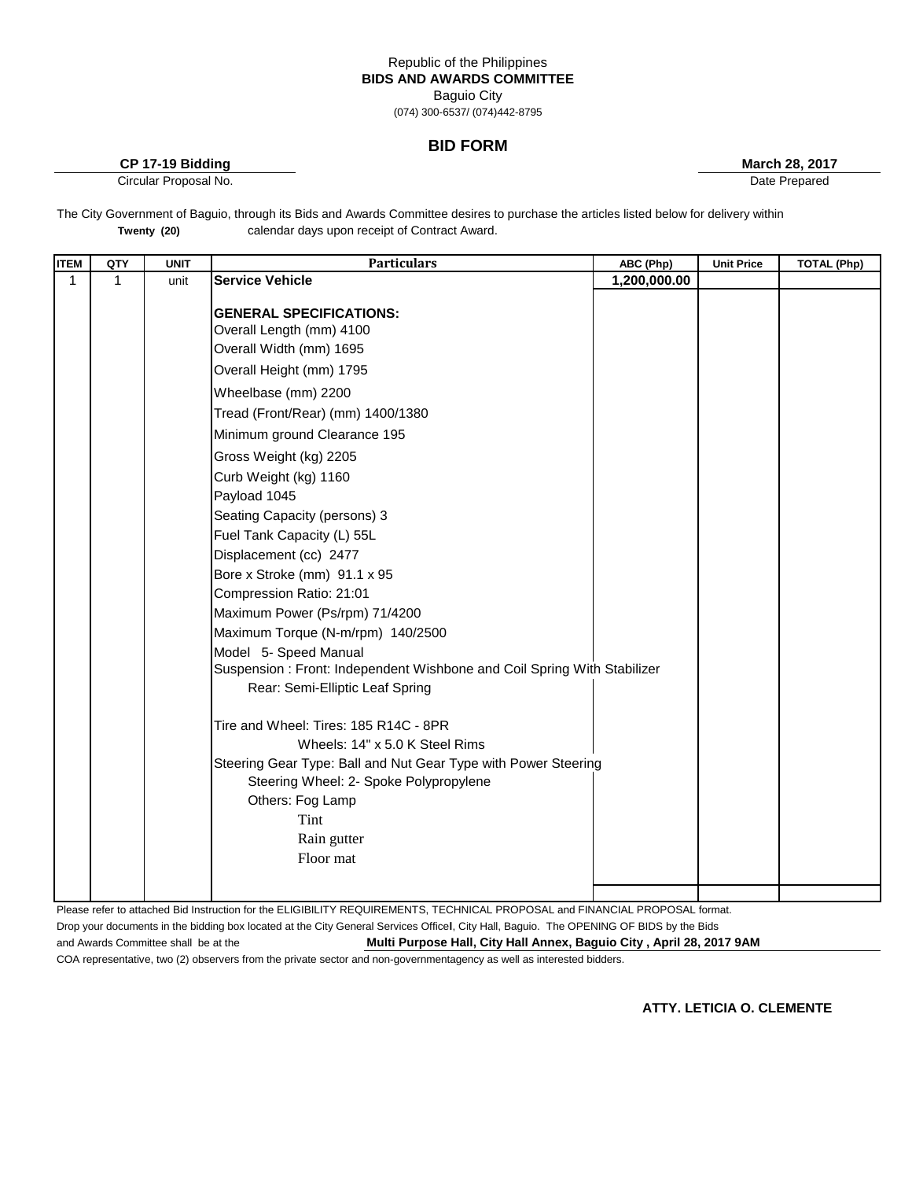Republic of the Philippines
**BIDS AND AWARDS COMMITTEE**
Baguio City
(074) 300-6537/ (074)442-8795

## BID FORM

**CP 17-19 Bidding**
Circular Proposal No.

**March 28, 2017**
Date Prepared

The City Government of Baguio, through its Bids and Awards Committee desires to purchase the articles listed below for delivery within **Twenty (20)** calendar days upon receipt of Contract Award.

| ITEM | QTY | UNIT | Particulars | ABC (Php) | Unit Price | TOTAL (Php) |
|---|---|---|---|---|---|---|
| 1 | 1 | unit | **Service Vehicle** | **1,200,000.00** | | |
| | | | **GENERAL SPECIFICATIONS:** | | | |
| | | | Overall Length (mm) 4100 | | | |
| | | | Overall Width (mm) 1695 | | | |
| | | | Overall Height (mm) 1795 | | | |
| | | | Wheelbase (mm) 2200 | | | |
| | | | Tread (Front/Rear) (mm) 1400/1380 | | | |
| | | | Minimum ground Clearance 195 | | | |
| | | | Gross Weight (kg) 2205 | | | |
| | | | Curb Weight (kg) 1160 | | | |
| | | | Payload 1045 | | | |
| | | | Seating Capacity (persons) 3 | | | |
| | | | Fuel Tank Capacity (L) 55L | | | |
| | | | Displacement (cc) 2477 | | | |
| | | | Bore x Stroke (mm) 91.1 x 95 | | | |
| | | | Compression Ratio: 21:01 | | | |
| | | | Maximum Power (Ps/rpm) 71/4200 | | | |
| | | | Maximum Torque (N-m/rpm) 140/2500 | | | |
| | | | Model 5- Speed Manual | | | |
| | | | Suspension : Front: Independent Wishbone and Coil Spring With Stabilizer | | | |
| | | | Rear: Semi-Elliptic Leaf Spring | | | |
| | | | Tire and Wheel: Tires: 185 R14C - 8PR | | | |
| | | | Wheels: 14" x 5.0 K Steel Rims | | | |
| | | | Steering Gear Type: Ball and Nut Gear Type with Power Steering | | | |
| | | | Steering Wheel: 2- Spoke Polypropylene | | | |
| | | | Others: Fog Lamp | | | |
| | | | Tint | | | |
| | | | Rain gutter | | | |
| | | | Floor mat | | | |
| | | | | | | |

Please refer to attached Bid Instruction for the ELIGIBILITY REQUIREMENTS, TECHNICAL PROPOSAL and FINANCIAL PROPOSAL format.

Drop your documents in the bidding box located at the City General Services OfficeI, City Hall, Baguio. The OPENING OF BIDS by the Bids and Awards Committee shall be at the **Multi Purpose Hall, City Hall Annex, Baguio City , April 28, 2017 9AM**

COA representative, two (2) observers from the private sector and non-governmentagency as well as interested bidders.

**ATTY. LETICIA O. CLEMENTE**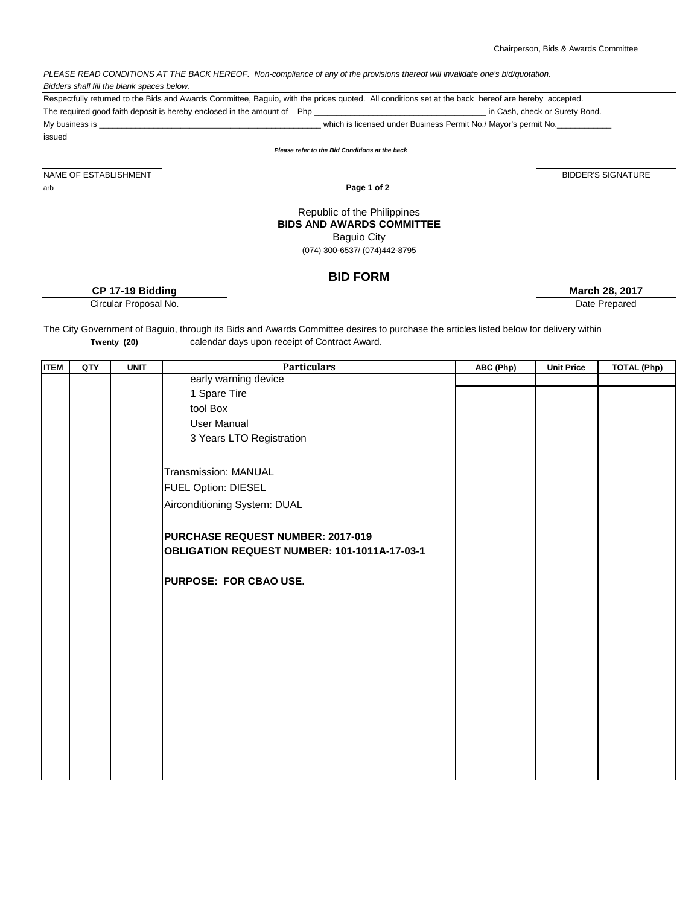Chairperson, Bids & Awards Committee

*PLEASE READ CONDITIONS AT THE BACK HEREOF. Non-compliance of any of the provisions thereof will invalidate one's bid/quotation.*
*Bidders shall fill the blank spaces below.*

Respectfully returned to the Bids and Awards Committee, Baguio, with the prices quoted. All conditions set at the back hereof are hereby accepted.
The required good faith deposit is hereby enclosed in the amount of Php ____________________________________ in Cash, check or Surety Bond.
My business is __________________________________________________ which is licensed under Business Permit No./ Mayor's permit No.____________
issued

***Please refer to the Bid Conditions at the back***

NAME OF ESTABLISHMENT — BIDDER'S SIGNATURE

arb

Republic of the Philippines
**BIDS AND AWARDS COMMITTEE**
Baguio City
(074) 300-6537/ (074)442-8795

## BID FORM

**CP 17-19 Bidding**
Circular Proposal No.

**March 28, 2017**
Date Prepared

The City Government of Baguio, through its Bids and Awards Committee desires to purchase the articles listed below for delivery within **Twenty (20)** calendar days upon receipt of Contract Award.

| ITEM | QTY | UNIT | Particulars | ABC (Php) | Unit Price | TOTAL (Php) |
|---|---|---|---|---|---|---|
| | | | early warning device | | | |
| | | | 1 Spare Tire | | | |
| | | | tool Box | | | |
| | | | User Manual | | | |
| | | | 3 Years LTO Registration | | | |
| | | | | | | |
| | | | Transmission: MANUAL | | | |
| | | | FUEL Option: DIESEL | | | |
| | | | Airconditioning System: DUAL | | | |
| | | | | | | |
| | | | **PURCHASE REQUEST NUMBER: 2017-019** | | | |
| | | | **OBLIGATION REQUEST NUMBER: 101-1011A-17-03-1** | | | |
| | | | | | | |
| | | | **PURPOSE: FOR CBAO USE.** | | | |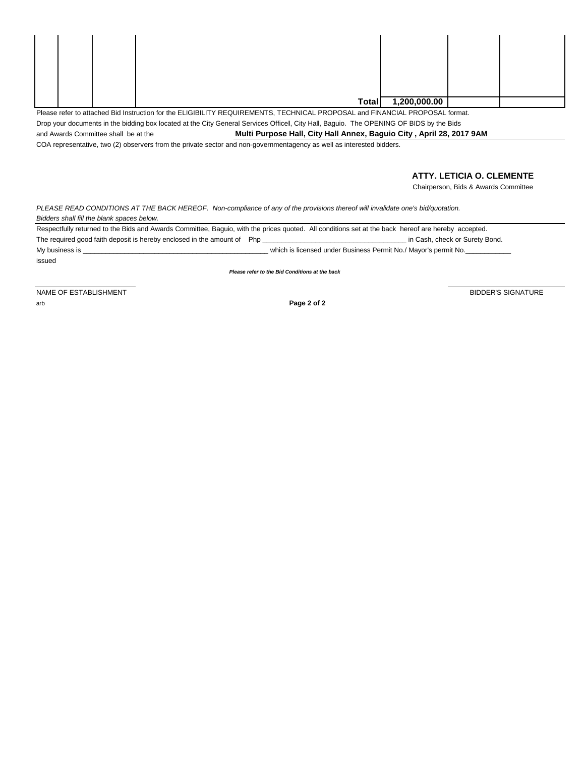| | | | | | | |
|---|---|---|---|---|---|---|
| | | | **Total** | **1,200,000.00** | | |

Please refer to attached Bid Instruction for the ELIGIBILITY REQUIREMENTS, TECHNICAL PROPOSAL and FINANCIAL PROPOSAL format.

Drop your documents in the bidding box located at the City General Services Office**l**, City Hall, Baguio. The OPENING OF BIDS by the Bids and Awards Committee shall be at the **Multi Purpose Hall, City Hall Annex, Baguio City , April 28, 2017 9AM**

COA representative, two (2) observers from the private sector and non-governmentagency as well as interested bidders.

**ATTY. LETICIA O. CLEMENTE**
Chairperson, Bids & Awards Committee

*PLEASE READ CONDITIONS AT THE BACK HEREOF. Non-compliance of any of the provisions thereof will invalidate one's bid/quotation.*

*Bidders shall fill the blank spaces below.*

Respectfully returned to the Bids and Awards Committee, Baguio, with the prices quoted. All conditions set at the back hereof are hereby accepted.

The required good faith deposit is hereby enclosed in the amount of Php ____________________________________ in Cash, check or Surety Bond.

My business is ________________________________________________ which is licensed under Business Permit No./ Mayor's permit No.___________

issued

***Please refer to the Bid Conditions at the back***

NAME OF ESTABLISHMENT

BIDDER'S SIGNATURE

arb